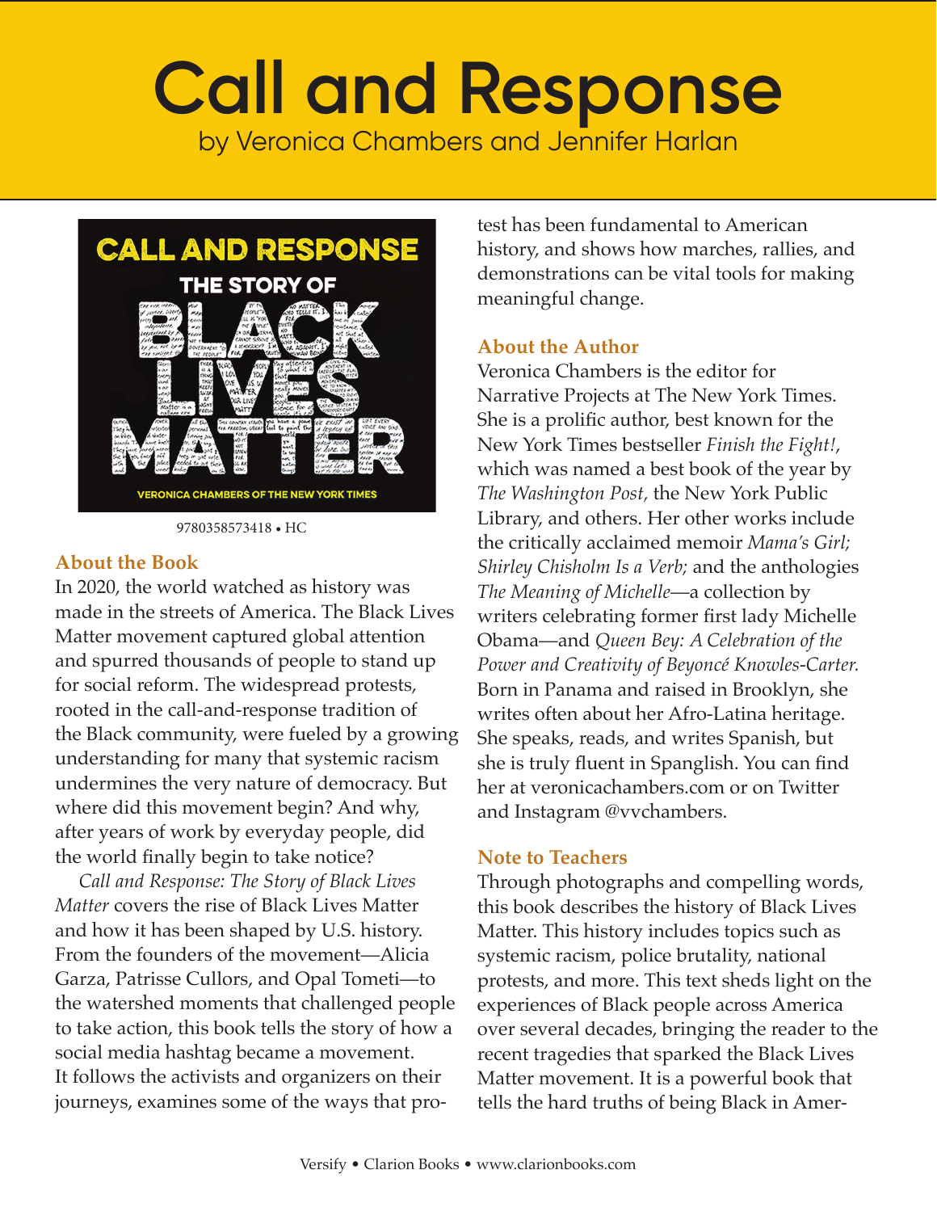# Call and Response

by Veronica Chambers and Jennifer Harlan

9780358573418 • HC

## About the Book

In 2020, the world watched as history was made in the streets of America. The Black Lives Matter movement captured global attention and spurred thousands of people to stand up for social reform. The widespread protests, rooted in the call-and-response tradition of the Black community, were fueled by a growing understanding for many that systemic racism undermines the very nature of democracy. But where did this movement begin? And why, after years of work by everyday people, did the world finally begin to take notice?

*Call and Response: The Story of Black Lives Matter* covers the rise of Black Lives Matter and how it has been shaped by U.S. history. From the founders of the movement—Alicia Garza, Patrisse Cullors, and Opal Tometi—to the watershed moments that challenged people to take action, this book tells the story of how a social media hashtag became a movement. It follows the activists and organizers on their journeys, examines some of the ways that protest has been fundamental to American history, and shows how marches, rallies, and demonstrations can be vital tools for making meaningful change.

## About the Author

Veronica Chambers is the editor for Narrative Projects at The New York Times. She is a prolific author, best known for the New York Times bestseller *Finish the Fight!*, which was named a best book of the year by *The Washington Post*, the New York Public Library, and others. Her other works include the critically acclaimed memoir *Mama's Girl; Shirley Chisholm Is a Verb;* and the anthologies *The Meaning of Michelle*—a collection by writers celebrating former first lady Michelle Obama—and *Queen Bey: A Celebration of the Power and Creativity of Beyoncé Knowles-Carter.* Born in Panama and raised in Brooklyn, she writes often about her Afro-Latina heritage. She speaks, reads, and writes Spanish, but she is truly fluent in Spanglish. You can find her at veronicachambers.com or on Twitter and Instagram @vvchambers.

## Note to Teachers

Through photographs and compelling words, this book describes the history of Black Lives Matter. This history includes topics such as systemic racism, police brutality, national protests, and more. This text sheds light on the experiences of Black people across America over several decades, bringing the reader to the recent tragedies that sparked the Black Lives Matter movement. It is a powerful book that tells the hard truths of being Black in Amer-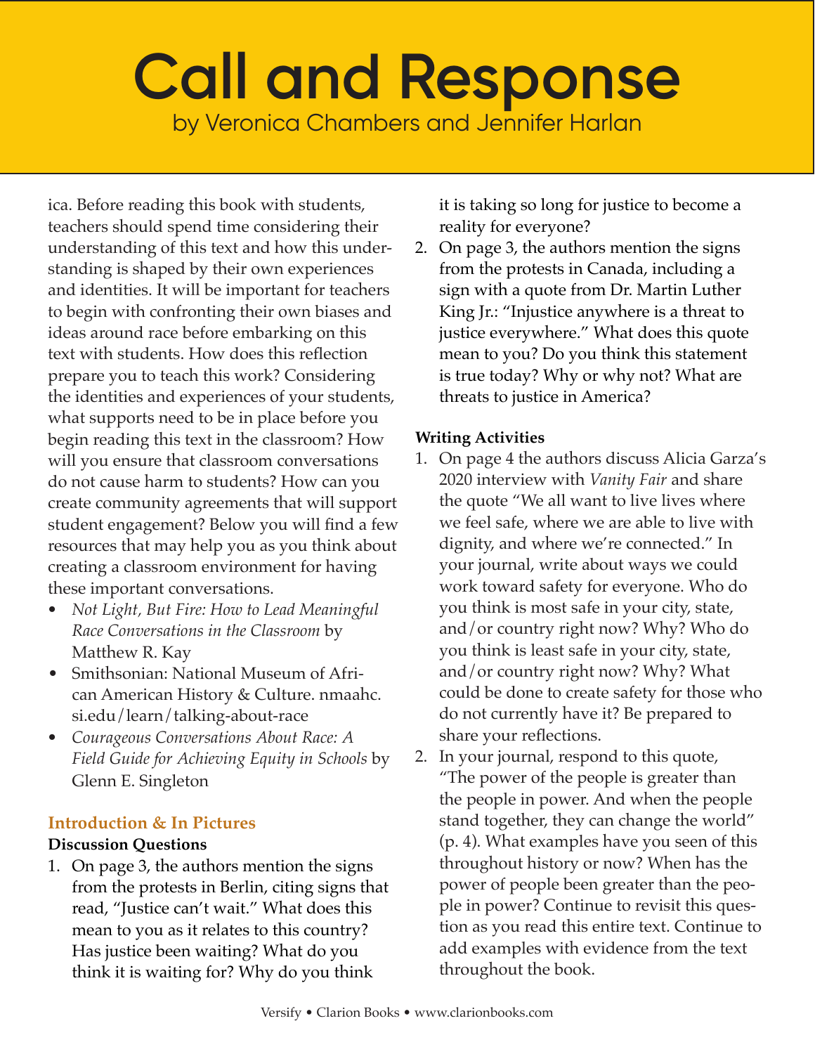ica. Before reading this book with students, teachers should spend time considering their understanding of this text and how this understanding is shaped by their own experiences and identities. It will be important for teachers to begin with confronting their own biases and ideas around race before embarking on this text with students. How does this reflection prepare you to teach this work? Considering the identities and experiences of your students, what supports need to be in place before you begin reading this text in the classroom? How will you ensure that classroom conversations do not cause harm to students? How can you create community agreements that will support student engagement? Below you will find a few resources that may help you as you think about creating a classroom environment for having these important conversations.

- *Not Light, But Fire: How to Lead Meaningful Race Conversations in the Classroom* by Matthew R. Kay
- Smithsonian: National Museum of African American History & Culture. nmaahc.si.edu/learn/talking-about-race
- *Courageous Conversations About Race: A Field Guide for Achieving Equity in Schools* by Glenn E. Singleton

## Introduction & In Pictures

**Discussion Questions**

1. On page 3, the authors mention the signs from the protests in Berlin, citing signs that read, "Justice can't wait." What does this mean to you as it relates to this country? Has justice been waiting? What do you think it is waiting for? Why do you think it is taking so long for justice to become a reality for everyone?
2. On page 3, the authors mention the signs from the protests in Canada, including a sign with a quote from Dr. Martin Luther King Jr.: "Injustice anywhere is a threat to justice everywhere." What does this quote mean to you? Do you think this statement is true today? Why or why not? What are threats to justice in America?

**Writing Activities**

1. On page 4 the authors discuss Alicia Garza's 2020 interview with *Vanity Fair* and share the quote "We all want to live lives where we feel safe, where we are able to live with dignity, and where we're connected." In your journal, write about ways we could work toward safety for everyone. Who do you think is most safe in your city, state, and/or country right now? Why? Who do you think is least safe in your city, state, and/or country right now? Why? What could be done to create safety for those who do not currently have it? Be prepared to share your reflections.
2. In your journal, respond to this quote, "The power of the people is greater than the people in power. And when the people stand together, they can change the world" (p. 4). What examples have you seen of this throughout history or now? When has the power of people been greater than the people in power? Continue to revisit this question as you read this entire text. Continue to add examples with evidence from the text throughout the book.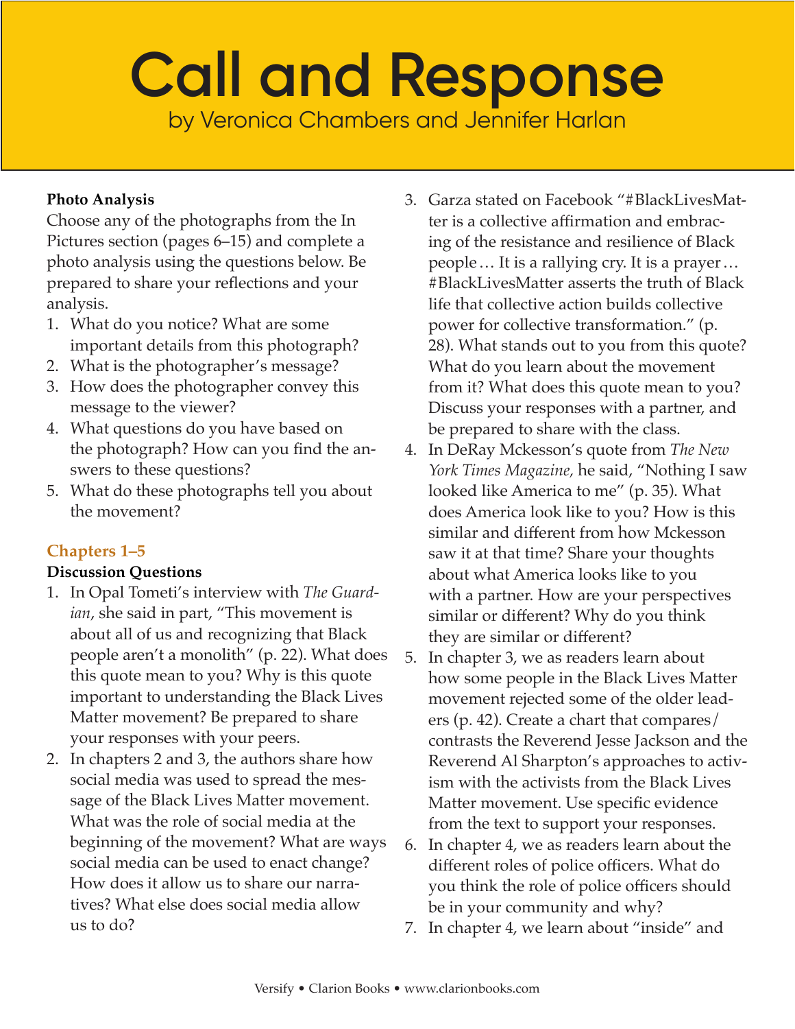# Call and Response

by Veronica Chambers and Jennifer Harlan

**Photo Analysis**

Choose any of the photographs from the In Pictures section (pages 6–15) and complete a photo analysis using the questions below. Be prepared to share your reflections and your analysis.

1. What do you notice? What are some important details from this photograph?
2. What is the photographer's message?
3. How does the photographer convey this message to the viewer?
4. What questions do you have based on the photograph? How can you find the answers to these questions?
5. What do these photographs tell you about the movement?

## Chapters 1–5

**Discussion Questions**

1. In Opal Tometi's interview with *The Guardian*, she said in part, "This movement is about all of us and recognizing that Black people aren't a monolith" (p. 22). What does this quote mean to you? Why is this quote important to understanding the Black Lives Matter movement? Be prepared to share your responses with your peers.
2. In chapters 2 and 3, the authors share how social media was used to spread the message of the Black Lives Matter movement. What was the role of social media at the beginning of the movement? What are ways social media can be used to enact change? How does it allow us to share our narratives? What else does social media allow us to do?
3. Garza stated on Facebook "#BlackLivesMatter is a collective affirmation and embracing of the resistance and resilience of Black people… It is a rallying cry. It is a prayer… #BlackLivesMatter asserts the truth of Black life that collective action builds collective power for collective transformation." (p. 28). What stands out to you from this quote? What do you learn about the movement from it? What does this quote mean to you? Discuss your responses with a partner, and be prepared to share with the class.
4. In DeRay Mckesson's quote from *The New York Times Magazine,* he said, "Nothing I saw looked like America to me" (p. 35). What does America look like to you? How is this similar and different from how Mckesson saw it at that time? Share your thoughts about what America looks like to you with a partner. How are your perspectives similar or different? Why do you think they are similar or different?
5. In chapter 3, we as readers learn about how some people in the Black Lives Matter movement rejected some of the older leaders (p. 42). Create a chart that compares/contrasts the Reverend Jesse Jackson and the Reverend Al Sharpton's approaches to activism with the activists from the Black Lives Matter movement. Use specific evidence from the text to support your responses.
6. In chapter 4, we as readers learn about the different roles of police officers. What do you think the role of police officers should be in your community and why?
7. In chapter 4, we learn about "inside" and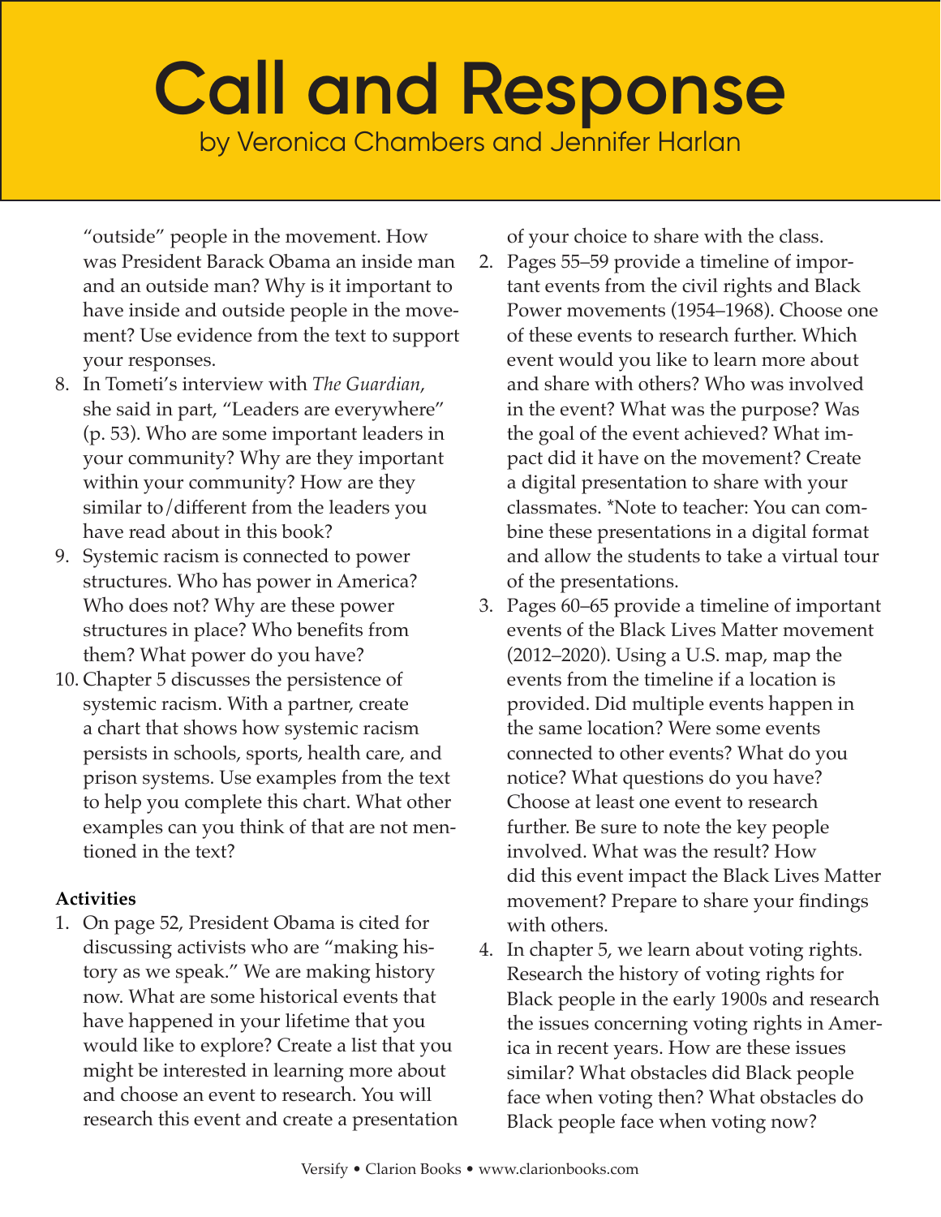"outside" people in the movement. How was President Barack Obama an inside man and an outside man? Why is it important to have inside and outside people in the movement? Use evidence from the text to support your responses.

8. In Tometi's interview with *The Guardian*, she said in part, "Leaders are everywhere" (p. 53). Who are some important leaders in your community? Why are they important within your community? How are they similar to/different from the leaders you have read about in this book?
9. Systemic racism is connected to power structures. Who has power in America? Who does not? Why are these power structures in place? Who benefits from them? What power do you have?
10. Chapter 5 discusses the persistence of systemic racism. With a partner, create a chart that shows how systemic racism persists in schools, sports, health care, and prison systems. Use examples from the text to help you complete this chart. What other examples can you think of that are not mentioned in the text?

**Activities**

1. On page 52, President Obama is cited for discussing activists who are "making history as we speak." We are making history now. What are some historical events that have happened in your lifetime that you would like to explore? Create a list that you might be interested in learning more about and choose an event to research. You will research this event and create a presentation of your choice to share with the class.
2. Pages 55–59 provide a timeline of important events from the civil rights and Black Power movements (1954–1968). Choose one of these events to research further. Which event would you like to learn more about and share with others? Who was involved in the event? What was the purpose? Was the goal of the event achieved? What impact did it have on the movement? Create a digital presentation to share with your classmates. *Note to teacher: You can combine these presentations in a digital format and allow the students to take a virtual tour of the presentations.
3. Pages 60–65 provide a timeline of important events of the Black Lives Matter movement (2012–2020). Using a U.S. map, map the events from the timeline if a location is provided. Did multiple events happen in the same location? Were some events connected to other events? What do you notice? What questions do you have? Choose at least one event to research further. Be sure to note the key people involved. What was the result? How did this event impact the Black Lives Matter movement? Prepare to share your findings with others.
4. In chapter 5, we learn about voting rights. Research the history of voting rights for Black people in the early 1900s and research the issues concerning voting rights in America in recent years. How are these issues similar? What obstacles did Black people face when voting then? What obstacles do Black people face when voting now?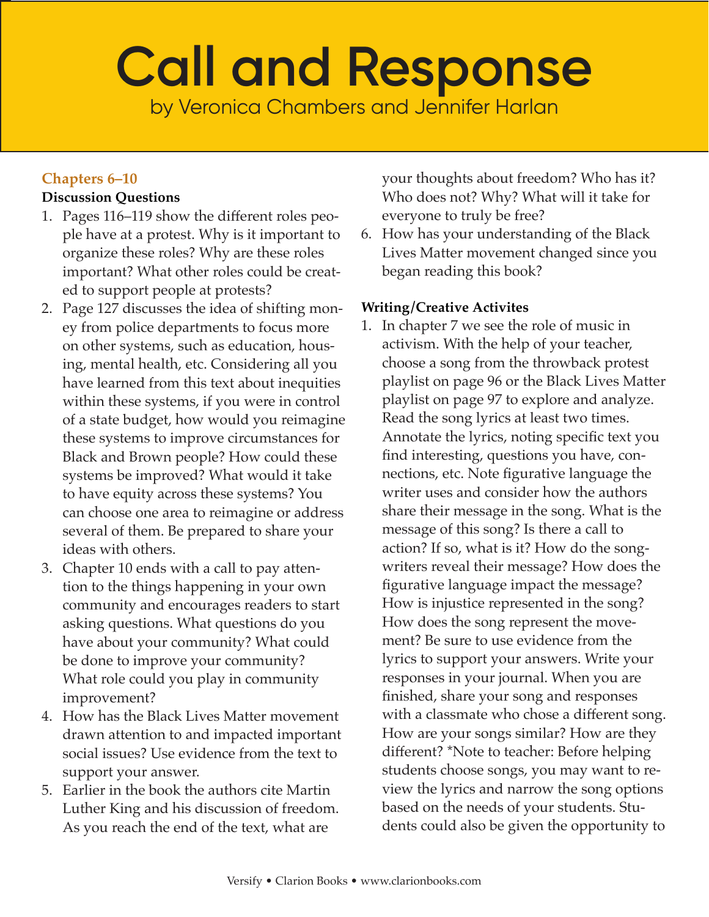# Call and Response

by Veronica Chambers and Jennifer Harlan

### Chapters 6–10

**Discussion Questions**

1. Pages 116–119 show the different roles people have at a protest. Why is it important to organize these roles? Why are these roles important? What other roles could be created to support people at protests?
2. Page 127 discusses the idea of shifting money from police departments to focus more on other systems, such as education, housing, mental health, etc. Considering all you have learned from this text about inequities within these systems, if you were in control of a state budget, how would you reimagine these systems to improve circumstances for Black and Brown people? How could these systems be improved? What would it take to have equity across these systems? You can choose one area to reimagine or address several of them. Be prepared to share your ideas with others.
3. Chapter 10 ends with a call to pay attention to the things happening in your own community and encourages readers to start asking questions. What questions do you have about your community? What could be done to improve your community? What role could you play in community improvement?
4. How has the Black Lives Matter movement drawn attention to and impacted important social issues? Use evidence from the text to support your answer.
5. Earlier in the book the authors cite Martin Luther King and his discussion of freedom. As you reach the end of the text, what are your thoughts about freedom? Who has it? Who does not? Why? What will it take for everyone to truly be free?
6. How has your understanding of the Black Lives Matter movement changed since you began reading this book?

**Writing/Creative Activites**

1. In chapter 7 we see the role of music in activism. With the help of your teacher, choose a song from the throwback protest playlist on page 96 or the Black Lives Matter playlist on page 97 to explore and analyze. Read the song lyrics at least two times. Annotate the lyrics, noting specific text you find interesting, questions you have, connections, etc. Note figurative language the writer uses and consider how the authors share their message in the song. What is the message of this song? Is there a call to action? If so, what is it? How do the songwriters reveal their message? How does the figurative language impact the message? How is injustice represented in the song? How does the song represent the movement? Be sure to use evidence from the lyrics to support your answers. Write your responses in your journal. When you are finished, share your song and responses with a classmate who chose a different song. How are your songs similar? How are they different? *Note to teacher: Before helping students choose songs, you may want to review the lyrics and narrow the song options based on the needs of your students. Students could also be given the opportunity to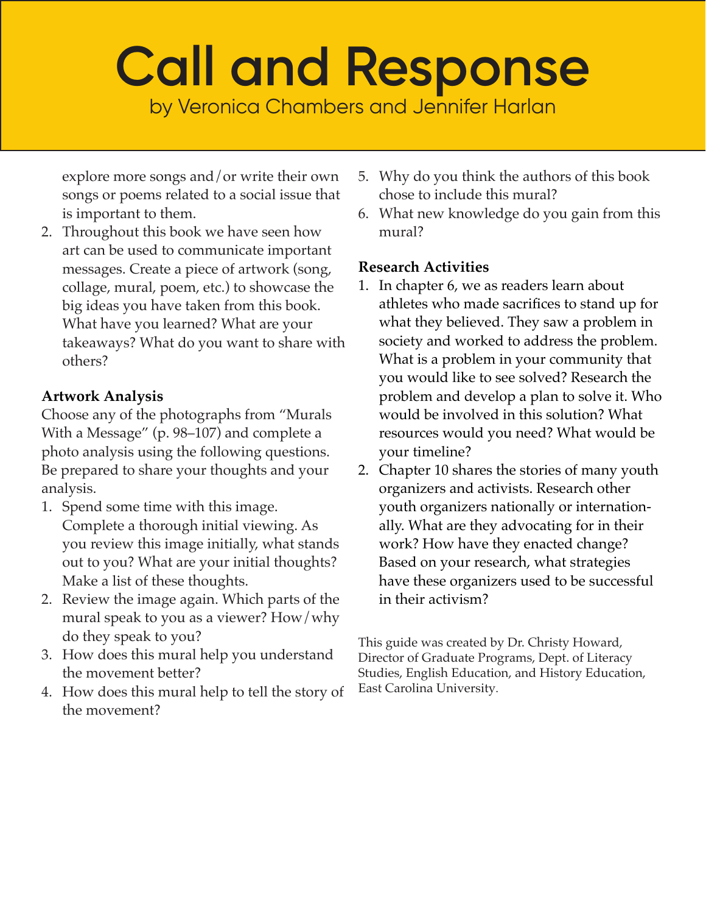# Call and Response

by Veronica Chambers and Jennifer Harlan

explore more songs and/or write their own songs or poems related to a social issue that is important to them.

2. Throughout this book we have seen how art can be used to communicate important messages. Create a piece of artwork (song, collage, mural, poem, etc.) to showcase the big ideas you have taken from this book. What have you learned? What are your takeaways? What do you want to share with others?

**Artwork Analysis**

Choose any of the photographs from "Murals With a Message" (p. 98–107) and complete a photo analysis using the following questions. Be prepared to share your thoughts and your analysis.

1. Spend some time with this image. Complete a thorough initial viewing. As you review this image initially, what stands out to you? What are your initial thoughts? Make a list of these thoughts.
2. Review the image again. Which parts of the mural speak to you as a viewer? How/why do they speak to you?
3. How does this mural help you understand the movement better?
4. How does this mural help to tell the story of the movement?
5. Why do you think the authors of this book chose to include this mural?
6. What new knowledge do you gain from this mural?

**Research Activities**

1. In chapter 6, we as readers learn about athletes who made sacrifices to stand up for what they believed. They saw a problem in society and worked to address the problem. What is a problem in your community that you would like to see solved? Research the problem and develop a plan to solve it. Who would be involved in this solution? What resources would you need? What would be your timeline?
2. Chapter 10 shares the stories of many youth organizers and activists. Research other youth organizers nationally or internationally. What are they advocating for in their work? How have they enacted change? Based on your research, what strategies have these organizers used to be successful in their activism?

This guide was created by Dr. Christy Howard, Director of Graduate Programs, Dept. of Literacy Studies, English Education, and History Education, East Carolina University.